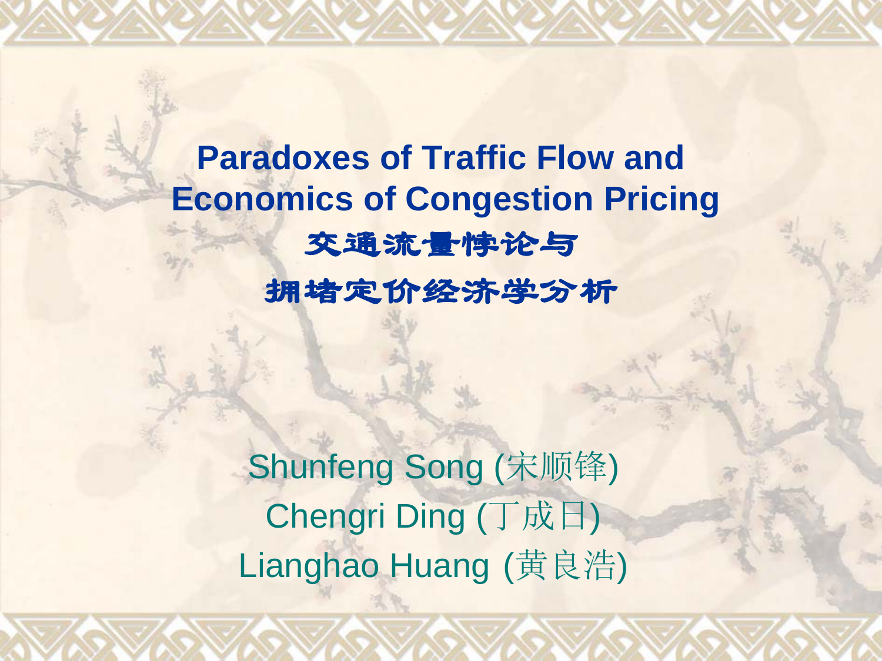# Paradoxes of Traffic Flow and Economics of Congestion Pricing

## 交通流量悖论与拥堵定价经济学分析

Shunfeng Song (宋顺锋)
Chengri Ding (丁成日)
Lianghao Huang (黄良浩)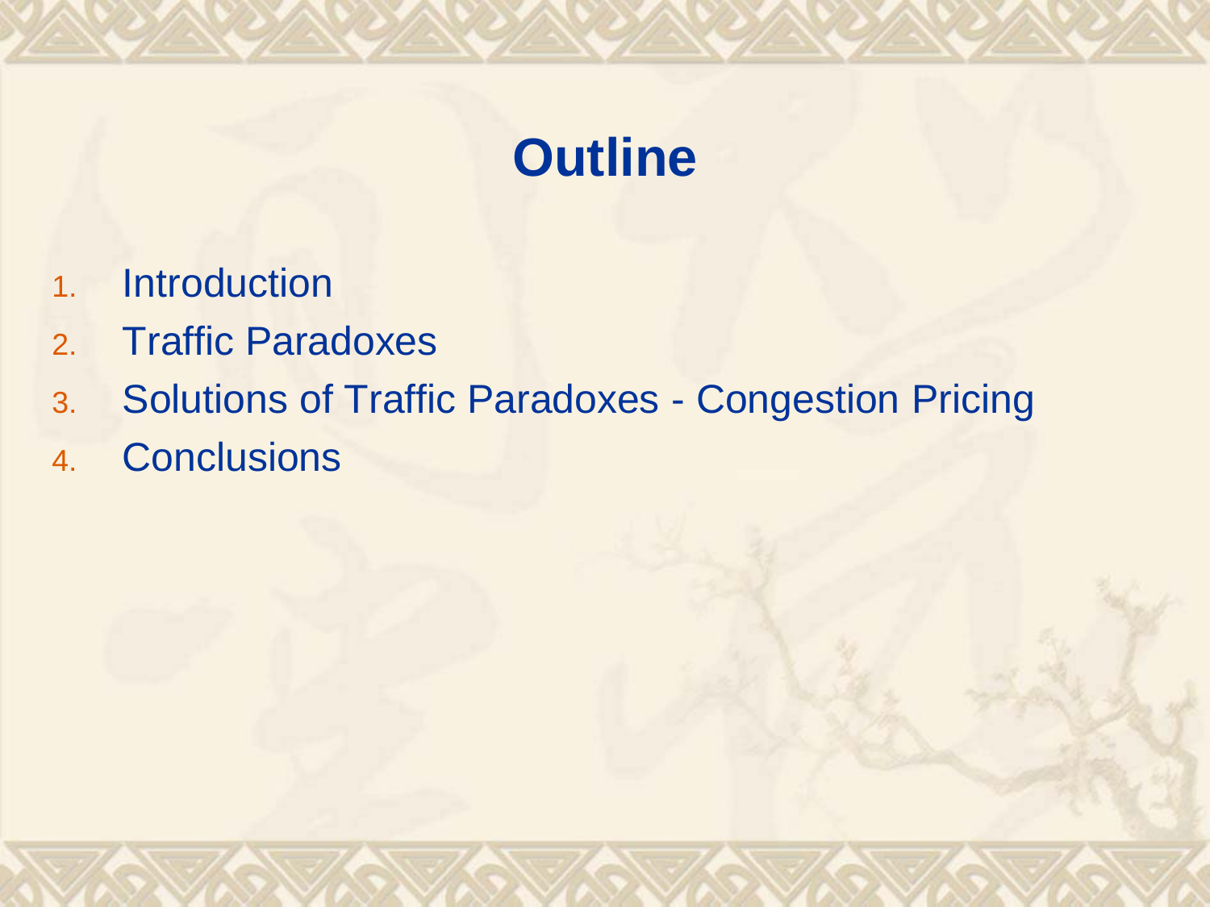# Outline

1. Introduction
2. Traffic Paradoxes
3. Solutions of Traffic Paradoxes - Congestion Pricing
4. Conclusions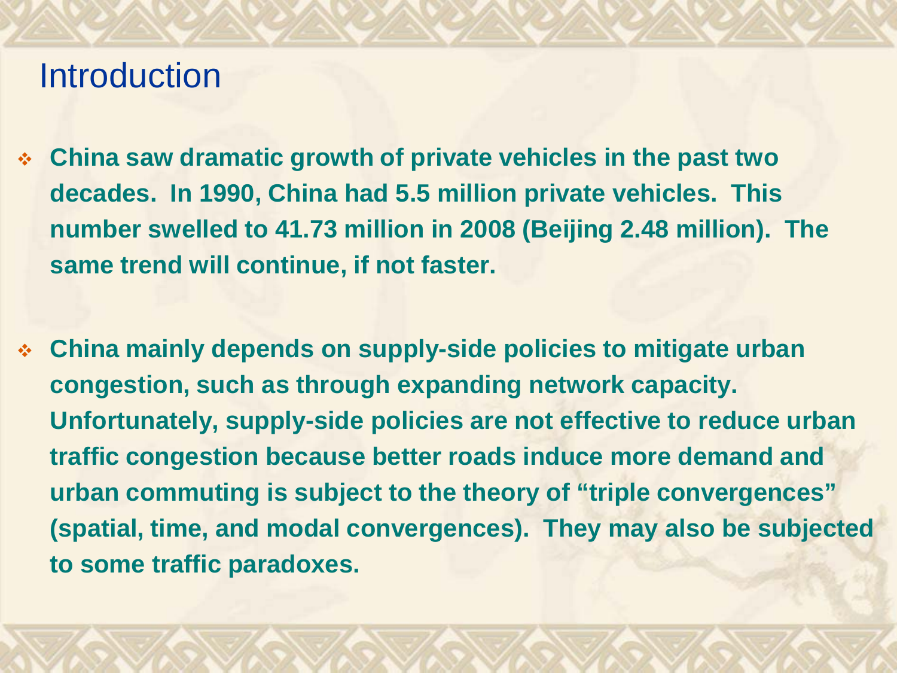# Introduction

- **China saw dramatic growth of private vehicles in the past two decades. In 1990, China had 5.5 million private vehicles. This number swelled to 41.73 million in 2008 (Beijing 2.48 million). The same trend will continue, if not faster.**

- **China mainly depends on supply-side policies to mitigate urban congestion, such as through expanding network capacity. Unfortunately, supply-side policies are not effective to reduce urban traffic congestion because better roads induce more demand and urban commuting is subject to the theory of "triple convergences" (spatial, time, and modal convergences). They may also be subjected to some traffic paradoxes.**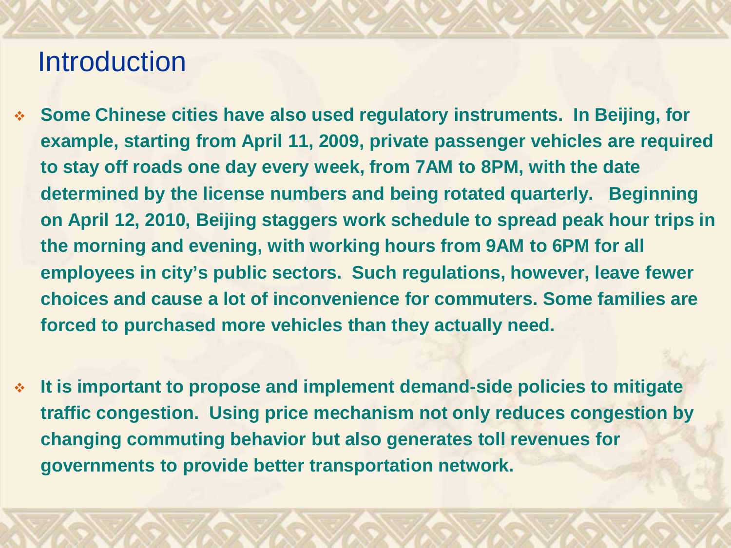# Introduction

- **Some Chinese cities have also used regulatory instruments. In Beijing, for example, starting from April 11, 2009, private passenger vehicles are required to stay off roads one day every week, from 7AM to 8PM, with the date determined by the license numbers and being rotated quarterly. Beginning on April 12, 2010, Beijing staggers work schedule to spread peak hour trips in the morning and evening, with working hours from 9AM to 6PM for all employees in city's public sectors. Such regulations, however, leave fewer choices and cause a lot of inconvenience for commuters. Some families are forced to purchased more vehicles than they actually need.**

- **It is important to propose and implement demand-side policies to mitigate traffic congestion. Using price mechanism not only reduces congestion by changing commuting behavior but also generates toll revenues for governments to provide better transportation network.**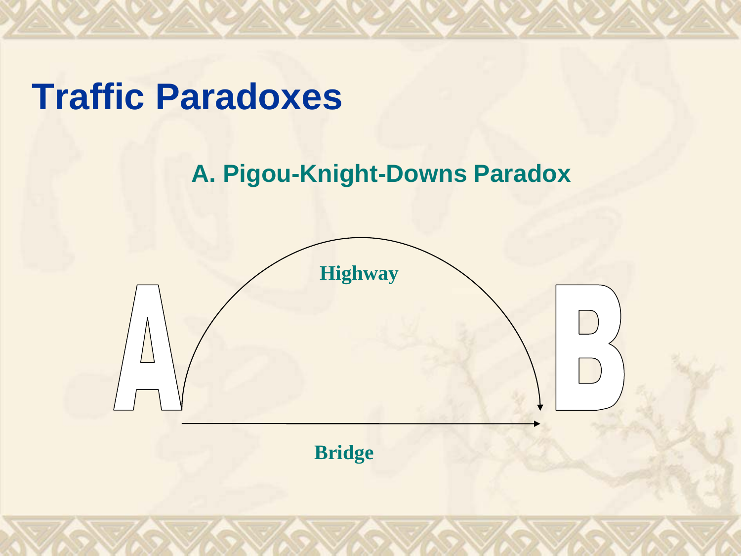# Traffic Paradoxes

## A. Pigou-Knight-Downs Paradox

A

Highway

Bridge

B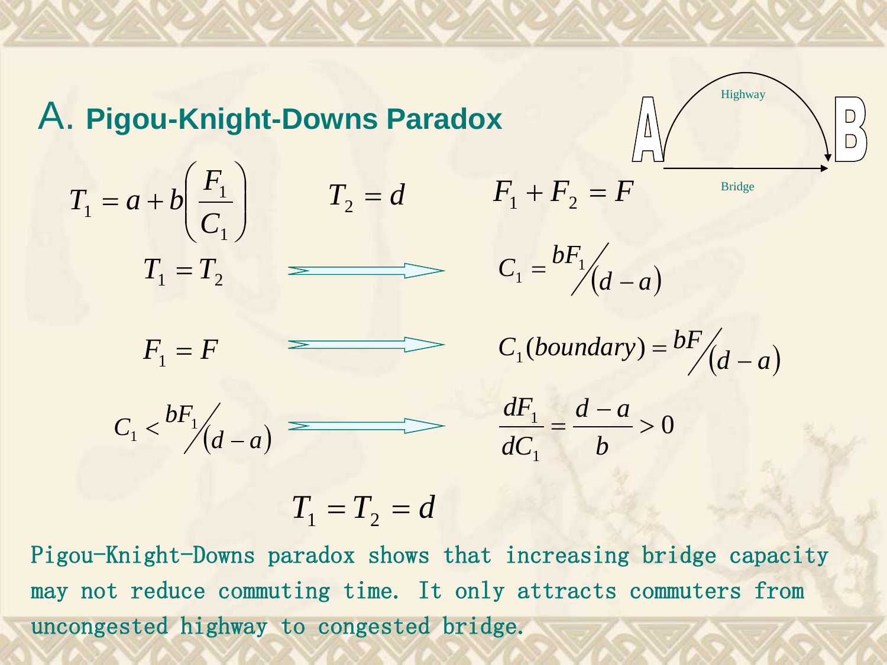## A. Pigou-Knight-Downs Paradox

Highway

Bridge

A → B

$$T_1 = a + b\left(\frac{F_1}{C_1}\right) \qquad T_2 = d \qquad F_1 + F_2 = F$$

$$T_1 = T_2 \Longrightarrow C_1 = bF_1 / (d-a)$$

$$F_1 = F \Longrightarrow C_1(boundary) = bF / (d-a)$$

$$C_1 < bF_1 / (d-a) \Longrightarrow \frac{dF_1}{dC_1} = \frac{d-a}{b} > 0$$

$$T_1 = T_2 = d$$

Pigou-Knight-Downs paradox shows that increasing bridge capacity may not reduce commuting time. It only attracts commuters from uncongested highway to congested bridge.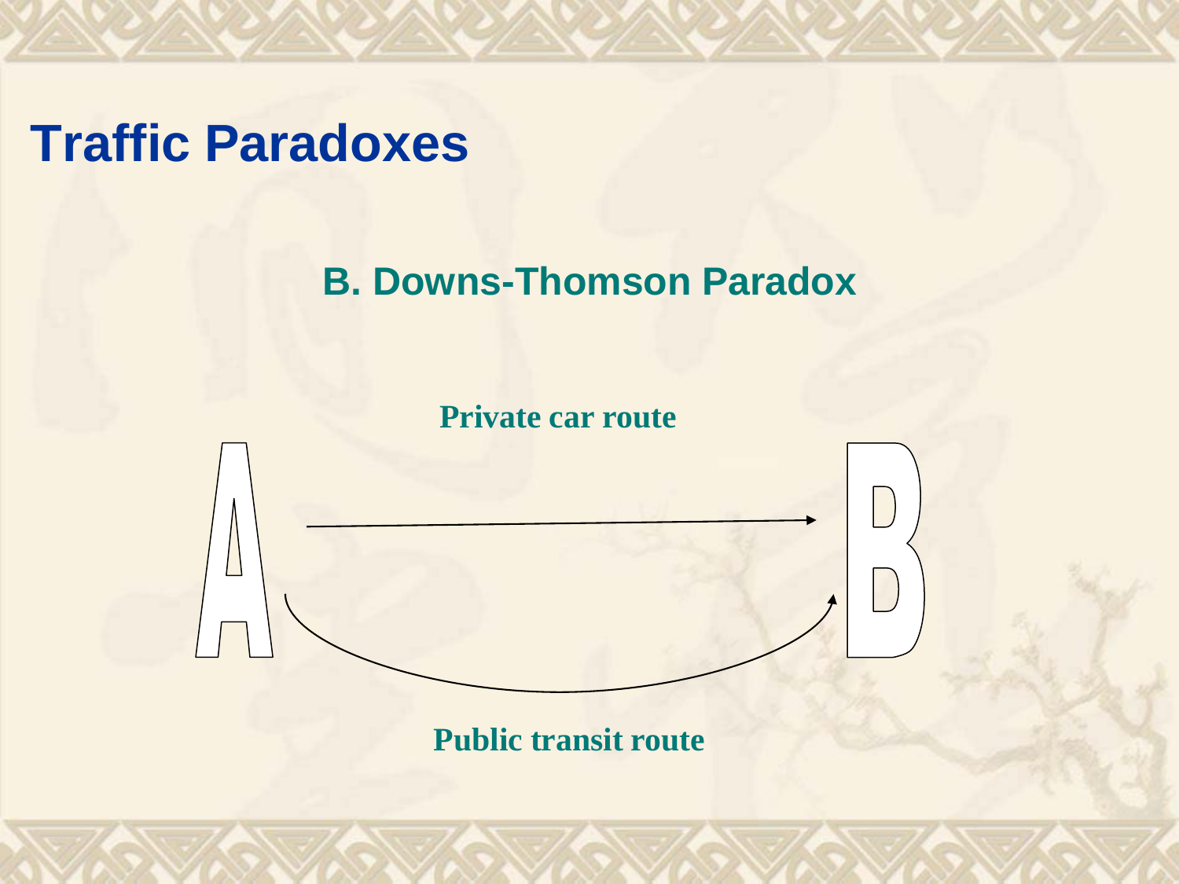# Traffic Paradoxes

## B. Downs-Thomson Paradox

**Private car route**

A → B

**Public transit route**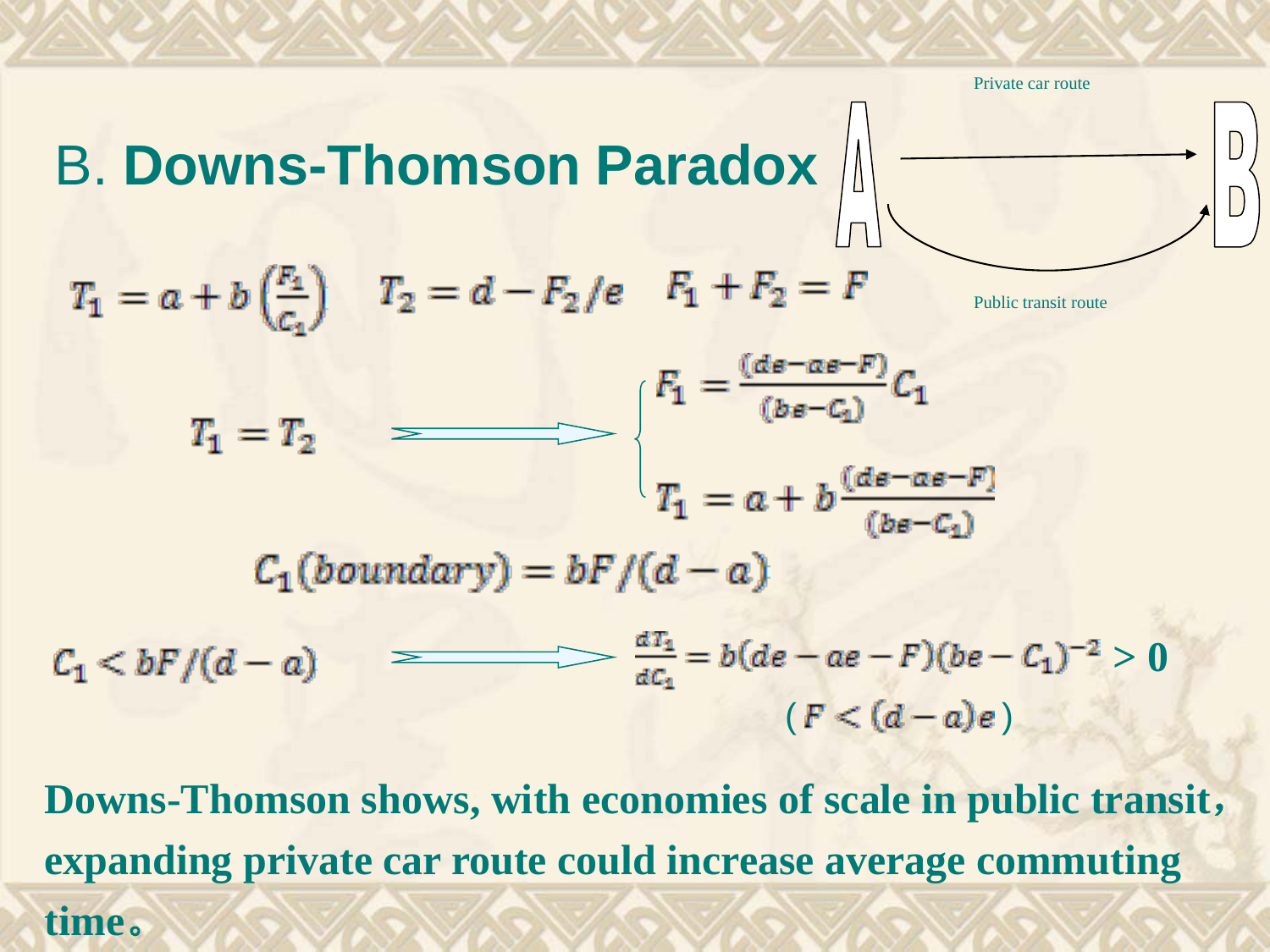## B. **Downs-Thomson Paradox**

Private car route

Public transit route

$$T_1 = a + b\left(\frac{F_1}{C_1}\right) \quad T_2 = d - F_2/e \quad F_1 + F_2 = F$$

$$T_1 = T_2 \quad \Longrightarrow \quad \begin{cases} F_1 = \frac{(de - ae - F)}{(be - C_1)} C_1 \\ T_1 = a + b\frac{(de - ae - F)}{(be - C_1)} \end{cases}$$

$$C_1(boundary) = bF/(d-a)$$

$$C_1 < bF/(d-a) \quad \Longrightarrow \quad \frac{dT_1}{dC_1} = b(de - ae - F)(be - C_1)^{-2} > 0$$

$$(F < (d-a)e)$$

**Downs-Thomson shows, with economies of scale in public transit, expanding private car route could increase average commuting time。**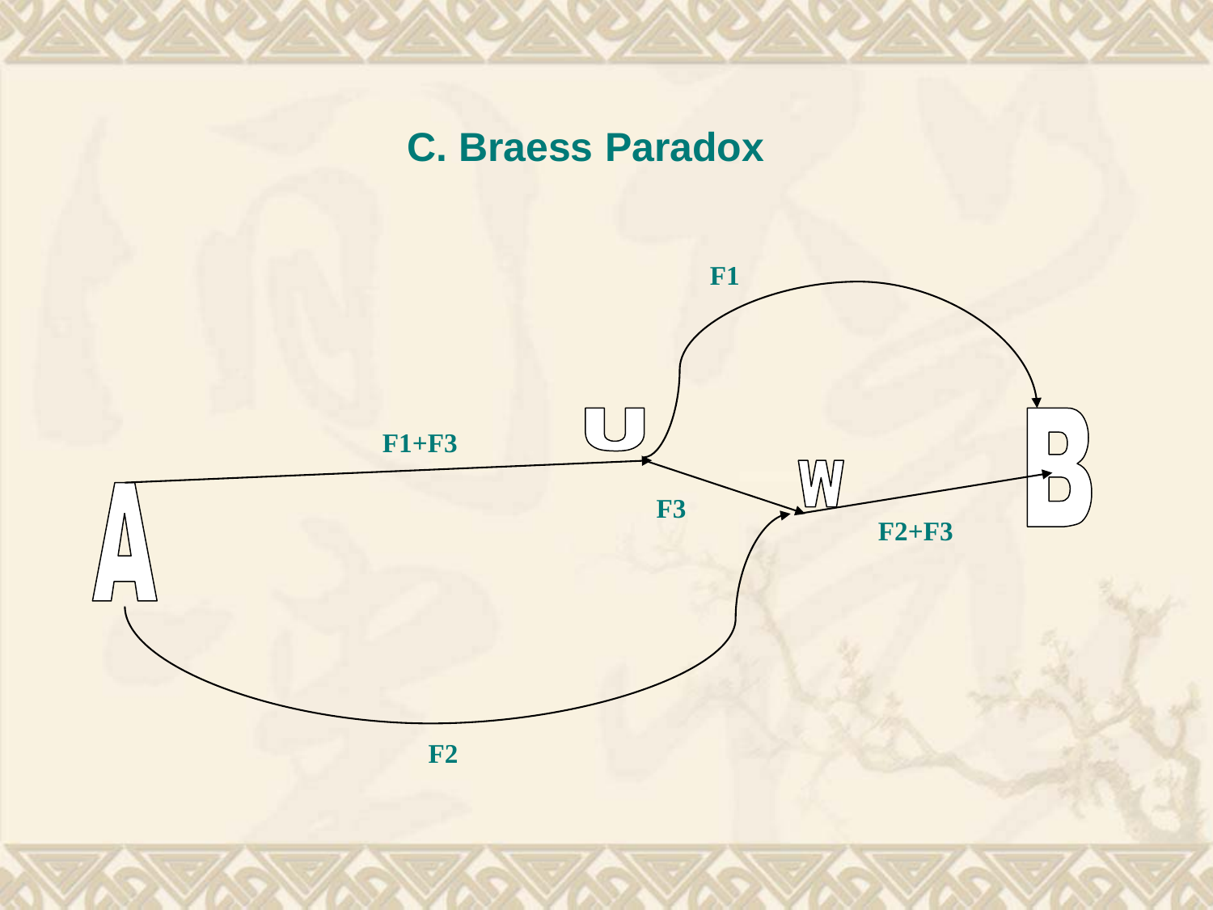## C. Braess Paradox

F1

U

F1+F3

W

B

A

F3

F2+F3

F2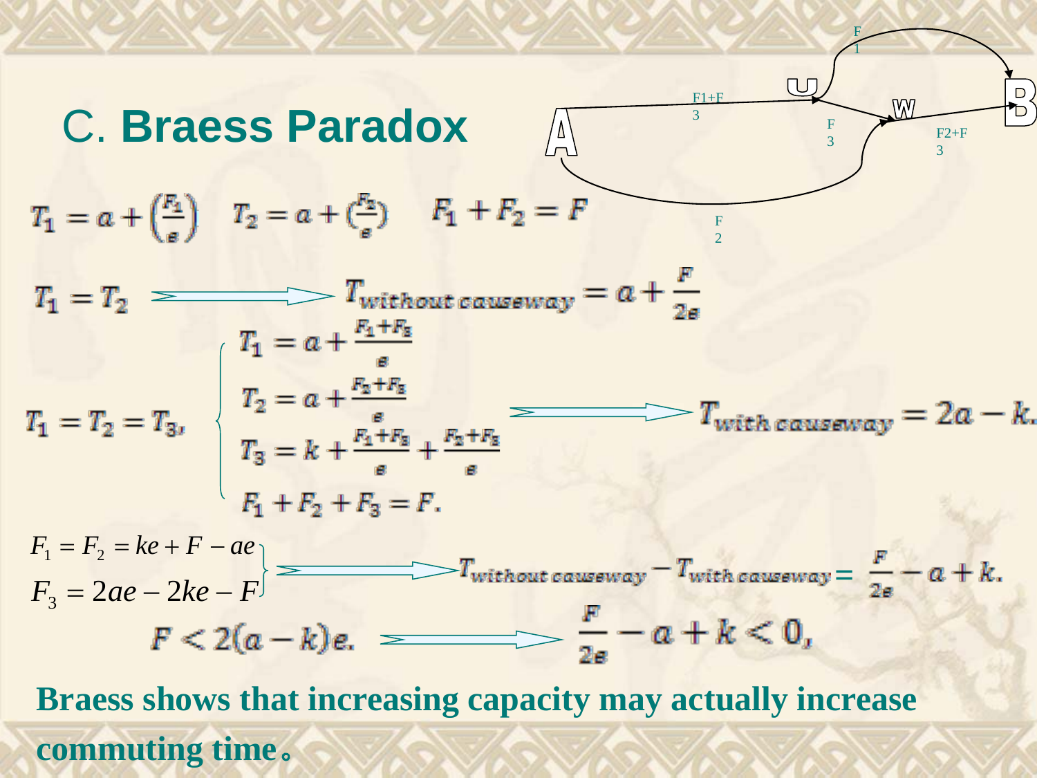## C. **Braess Paradox**

A, U, W, B; F1+F3, F1, F3, F2+F3, F2

$$T_1 = a + \left(\frac{F_1}{e}\right) \quad T_2 = a + \left(\frac{F_2}{e}\right) \quad F_1 + F_2 = F$$

$$T_1 = T_2 \Longrightarrow T_{without\ causeway} = a + \frac{F}{2e}$$

$$T_1 = T_2 = T_3, \quad \begin{cases} T_1 = a + \frac{F_1 + F_3}{e} \\ T_2 = a + \frac{F_2 + F_3}{e} \\ T_3 = k + \frac{F_1 + F_3}{e} + \frac{F_2 + F_3}{e} \\ F_1 + F_2 + F_3 = F. \end{cases} \Longrightarrow T_{with\ causeway} = 2a - k.$$

$$\left.\begin{aligned} F_1 &= F_2 = ke + F - ae \\ F_3 &= 2ae - 2ke - F \end{aligned}\right\} \Longrightarrow T_{without\ causeway} - T_{with\ causeway} = \frac{F}{2e} - a + k.$$

$$F < 2(a-k)e. \Longrightarrow \frac{F}{2e} - a + k < 0,$$

**Braess shows that increasing capacity may actually increase commuting time。**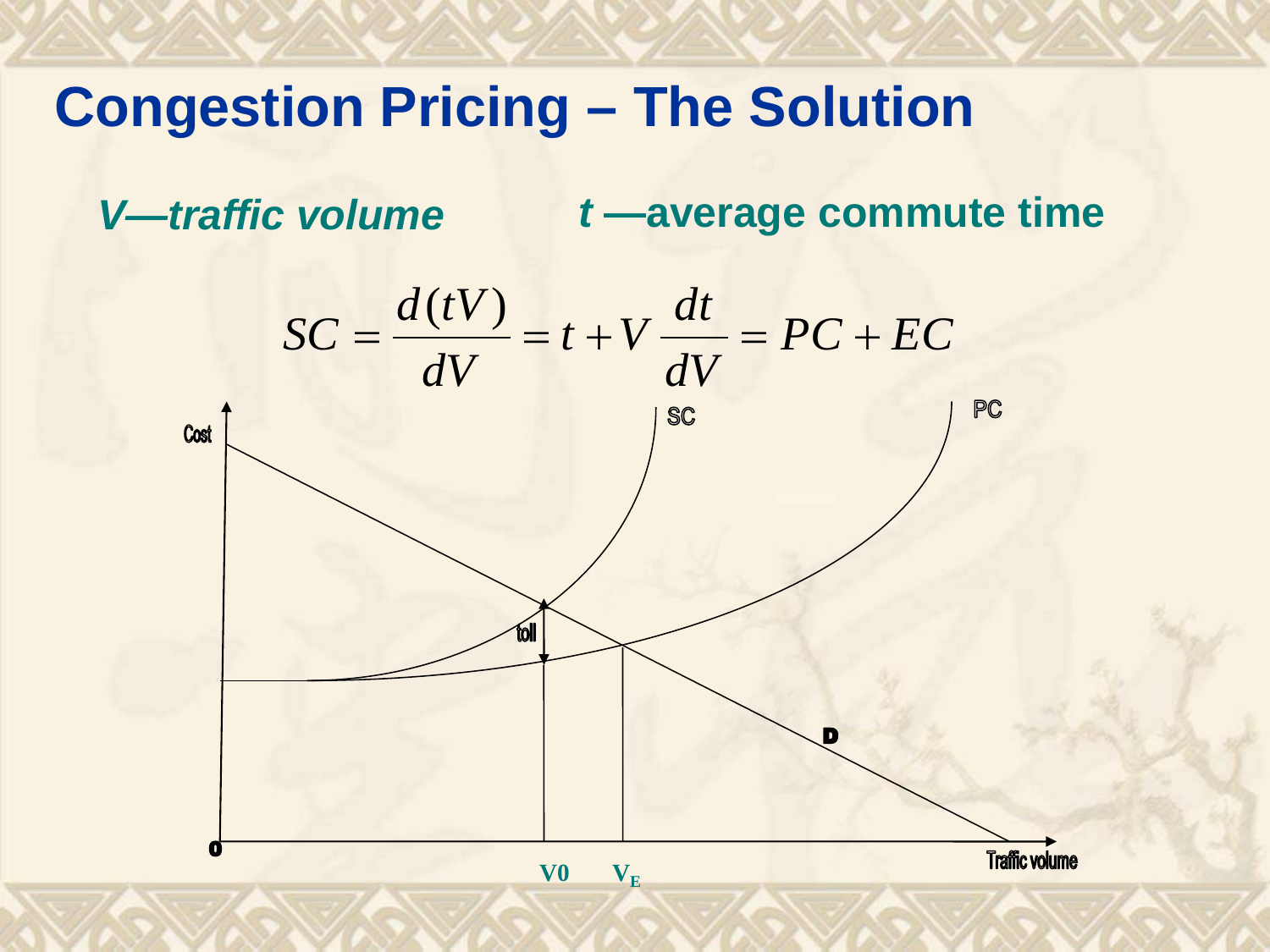# Congestion Pricing – The Solution

*V—traffic volume* **t—average commute time**

$$SC = \frac{d(tV)}{dV} = t + V\frac{dt}{dV} = PC + EC$$

Cost

SC

PC

toll

D

0

V0 $V_E$

Traffic volume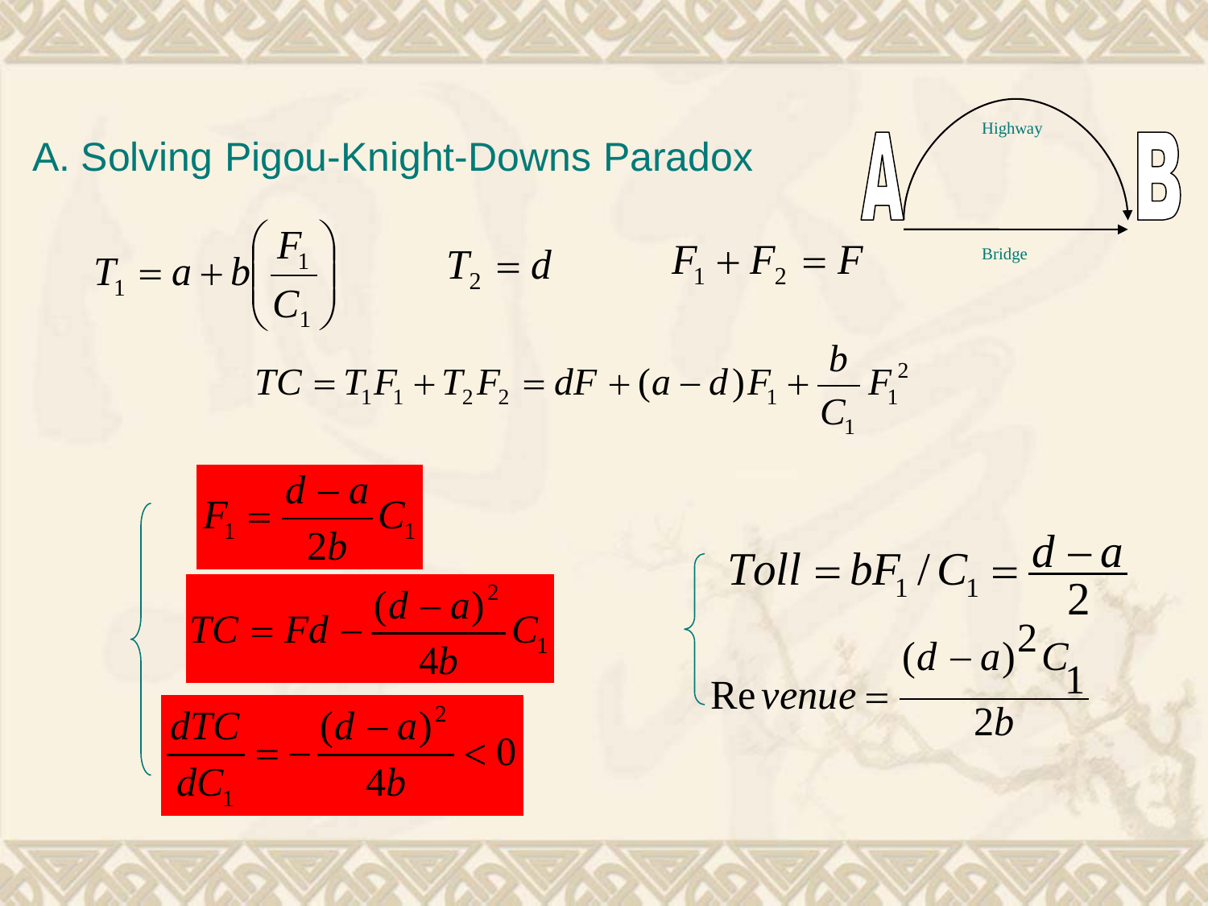## A. Solving Pigou-Knight-Downs Paradox

Highway

Bridge

$$T_1 = a + b\left(\frac{F_1}{C_1}\right) \qquad T_2 = d \qquad F_1 + F_2 = F$$

$$TC = T_1 F_1 + T_2 F_2 = dF + (a-d)F_1 + \frac{b}{C_1}F_1^2$$

$$\begin{cases} F_1 = \dfrac{d-a}{2b}C_1 \\ TC = Fd - \dfrac{(d-a)^2}{4b}C_1 \\ \dfrac{dTC}{dC_1} = -\dfrac{(d-a)^2}{4b} < 0 \end{cases}$$

$$\begin{cases} Toll = bF_1 / C_1 = \dfrac{d-a}{2} \\ \mathrm{Re}\,venue = \dfrac{(d-a)^2 C_1}{2b} \end{cases}$$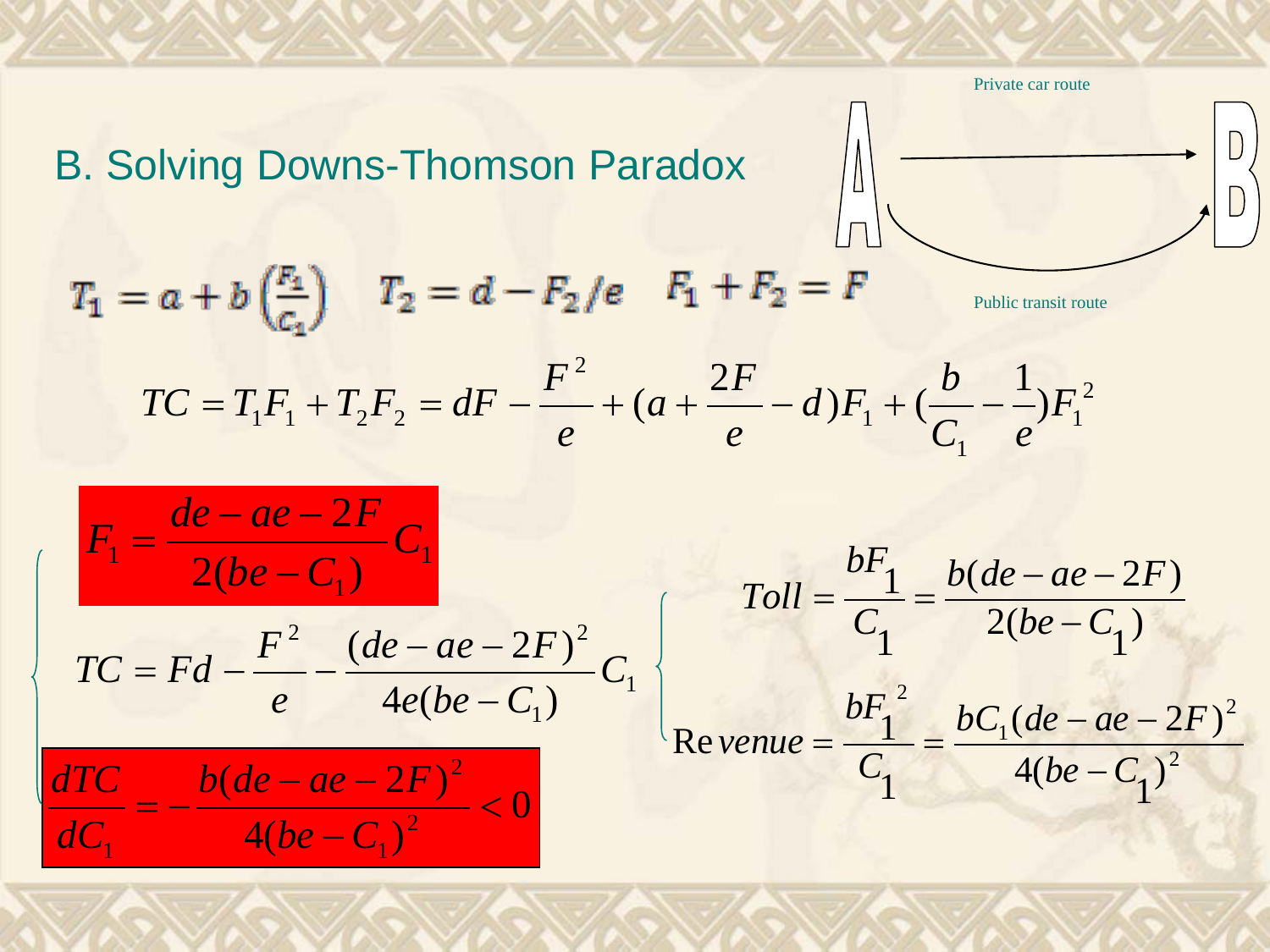## B. Solving Downs-Thomson Paradox

Private car route

Public transit route

$$T_1 = a + b\left(\frac{F_1}{C_1}\right) \quad T_2 = d - F_2/e \quad F_1 + F_2 = F$$

$$TC = T_1F_1 + T_2F_2 = dF - \frac{F^2}{e} + (a + \frac{2F}{e} - d)F_1 + (\frac{b}{C_1} - \frac{1}{e})F_1^2$$

$$F_1 = \frac{de - ae - 2F}{2(be - C_1)}C_1$$

$$TC = Fd - \frac{F^2}{e} - \frac{(de - ae - 2F)^2}{4e(be - C_1)}C_1$$

$$\frac{dTC}{dC_1} = -\frac{b(de - ae - 2F)^2}{4(be - C_1)^2} < 0$$

$$Toll = \frac{bF_1}{C_1} = \frac{b(de - ae - 2F)}{2(be - C_1)}$$

$$Revenue = \frac{bF_1^2}{C_1} = \frac{bC_1(de - ae - 2F)^2}{4(be - C_1)^2}$$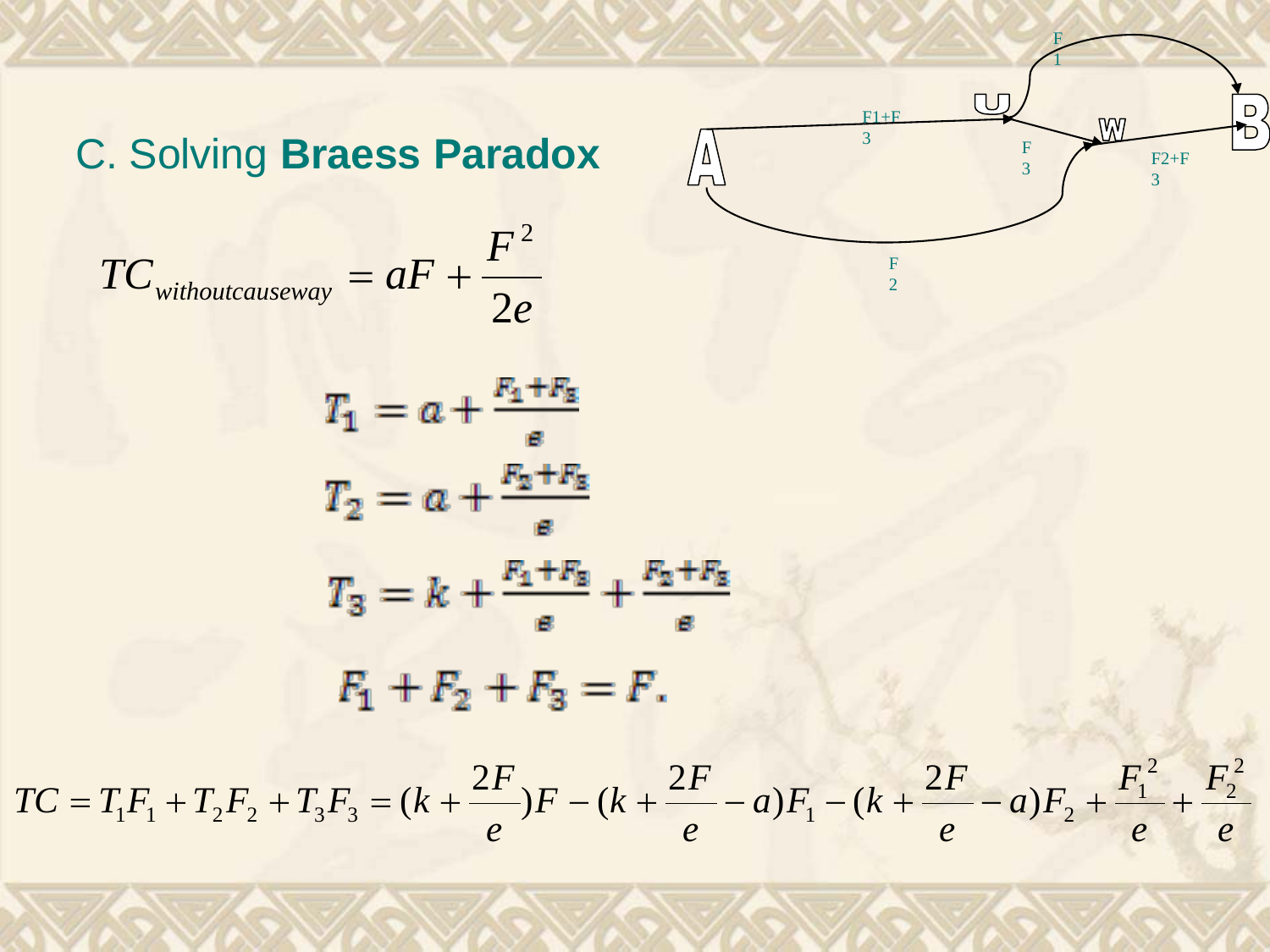## C. Solving **Braess Paradox**

$$TC_{withoutcauseway} = aF + \frac{F^2}{2e}$$

F1+F3

F1

F3

F2+F3

F2

$$T_1 = a + \frac{F_1 + F_3}{e}$$

$$T_2 = a + \frac{F_2 + F_3}{e}$$

$$T_3 = k + \frac{F_1 + F_3}{e} + \frac{F_2 + F_3}{e}$$

$$F_1 + F_2 + F_3 = F.$$

$$TC = T_1F_1 + T_2F_2 + T_3F_3 = (k + \frac{2F}{e})F - (k + \frac{2F}{e} - a)F_1 - (k + \frac{2F}{e} - a)F_2 + \frac{F_1^2}{e} + \frac{F_2^2}{e}$$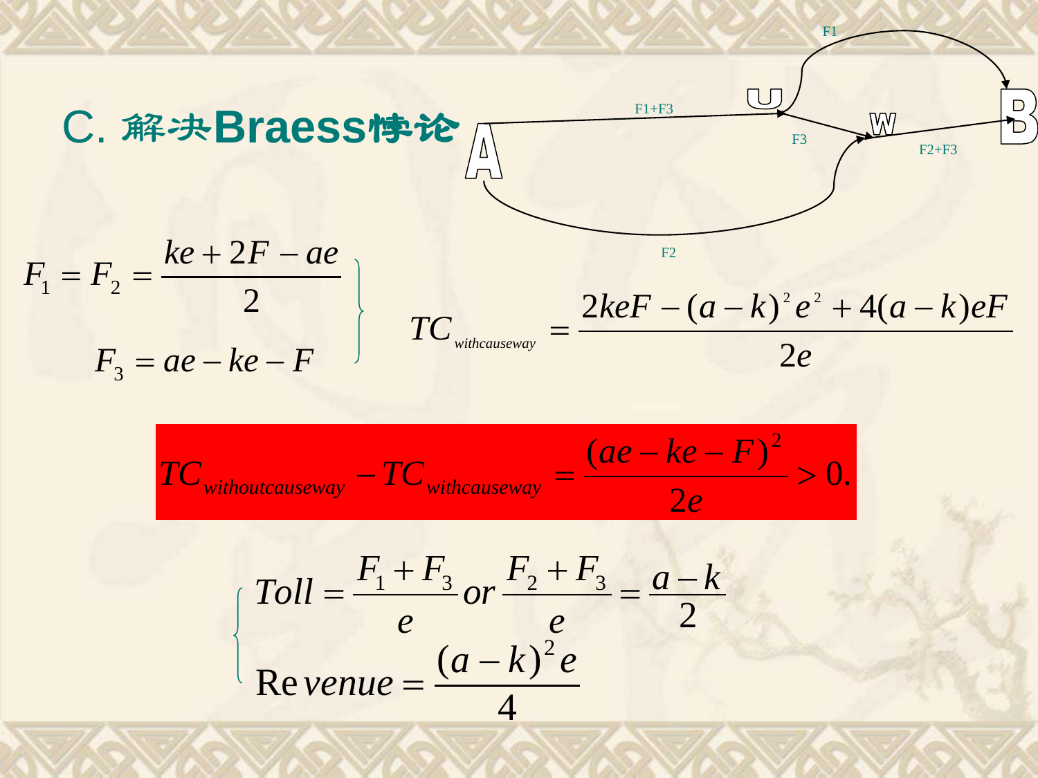## C. 解决Braess悖论

A → U: F1+F3
U → B: F1
U → W: F3
A → W: F2
W → B: F2+F3

$$
\left.
\begin{aligned}
F_1 = F_2 &= \frac{ke + 2F - ae}{2} \\
F_3 &= ae - ke - F
\end{aligned}
\right\}
\qquad
TC_{withcauseway} = \frac{2keF - (a-k)^2 e^2 + 4(a-k)eF}{2e}
$$

$$
TC_{withoutcauseway} - TC_{withcauseway} = \frac{(ae - ke - F)^2}{2e} > 0.
$$

$$
\begin{cases}
Toll = \dfrac{F_1 + F_3}{e} \text{ or } \dfrac{F_2 + F_3}{e} = \dfrac{a-k}{2} \\[2ex]
\mathrm{Re}\,venue = \dfrac{(a-k)^2 e}{4}
\end{cases}
$$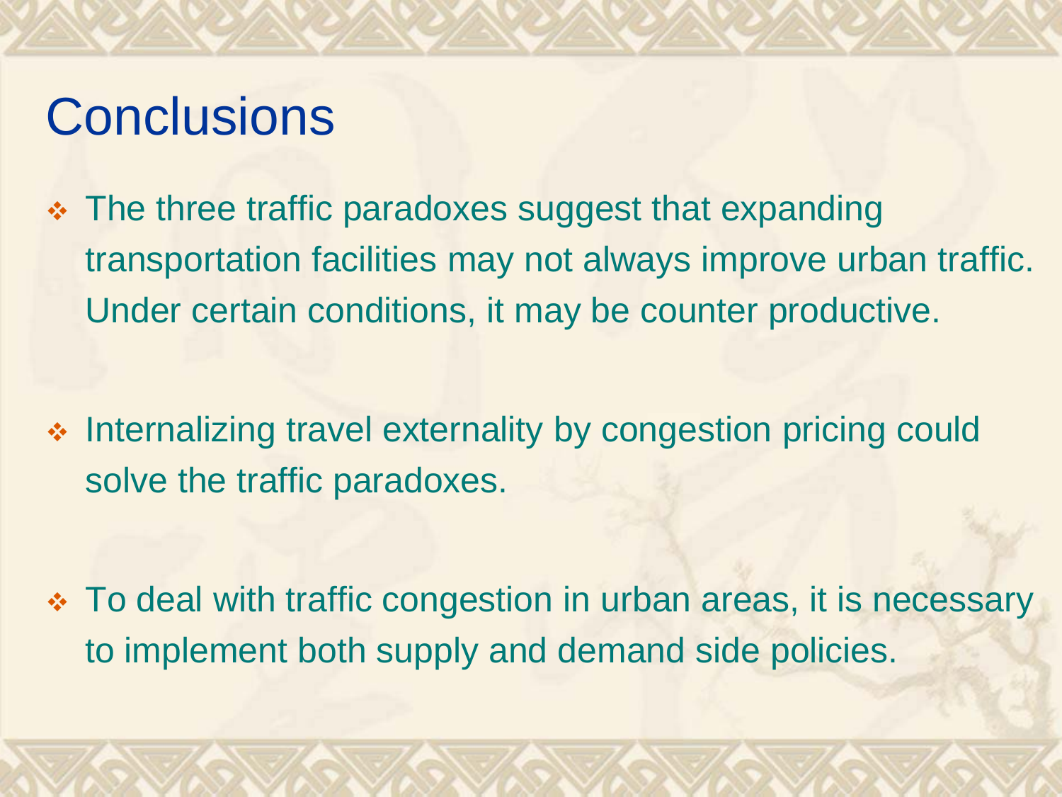# Conclusions

- The three traffic paradoxes suggest that expanding transportation facilities may not always improve urban traffic. Under certain conditions, it may be counter productive.

- Internalizing travel externality by congestion pricing could solve the traffic paradoxes.

- To deal with traffic congestion in urban areas, it is necessary to implement both supply and demand side policies.